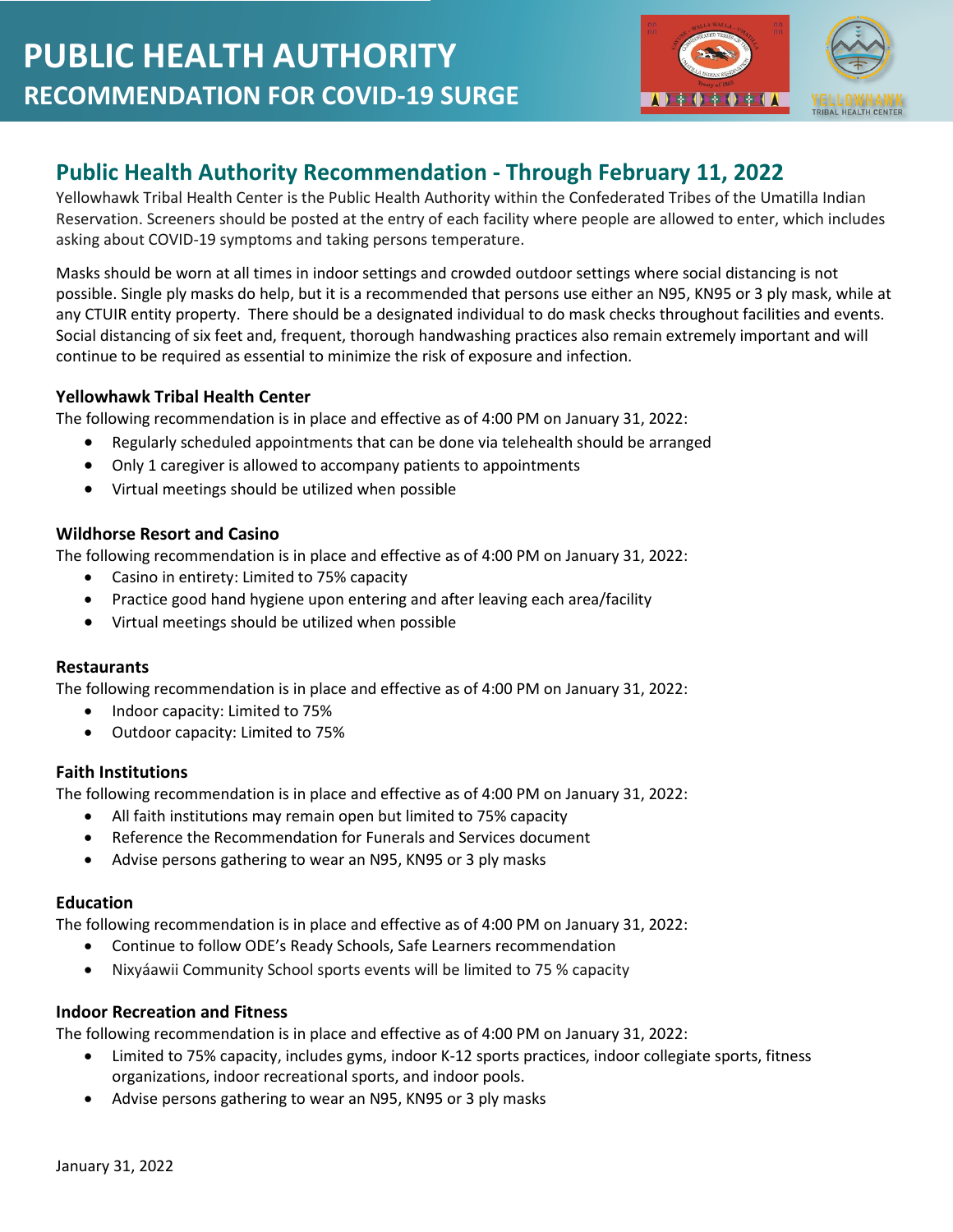# PUBLIC HEALTH AUTHORITY
## RECOMMENDATION FOR COVID-19 SURGE

## Public Health Authority Recommendation - Through February 11, 2022

Yellowhawk Tribal Health Center is the Public Health Authority within the Confederated Tribes of the Umatilla Indian Reservation. Screeners should be posted at the entry of each facility where people are allowed to enter, which includes asking about COVID-19 symptoms and taking persons temperature.

Masks should be worn at all times in indoor settings and crowded outdoor settings where social distancing is not possible. Single ply masks do help, but it is a recommended that persons use either an N95, KN95 or 3 ply mask, while at any CTUIR entity property. There should be a designated individual to do mask checks throughout facilities and events. Social distancing of six feet and, frequent, thorough handwashing practices also remain extremely important and will continue to be required as essential to minimize the risk of exposure and infection.

### Yellowhawk Tribal Health Center

The following recommendation is in place and effective as of 4:00 PM on January 31, 2022:

- Regularly scheduled appointments that can be done via telehealth should be arranged
- Only 1 caregiver is allowed to accompany patients to appointments
- Virtual meetings should be utilized when possible

### Wildhorse Resort and Casino

The following recommendation is in place and effective as of 4:00 PM on January 31, 2022:

- Casino in entirety: Limited to 75% capacity
- Practice good hand hygiene upon entering and after leaving each area/facility
- Virtual meetings should be utilized when possible

### Restaurants

The following recommendation is in place and effective as of 4:00 PM on January 31, 2022:

- Indoor capacity: Limited to 75%
- Outdoor capacity: Limited to 75%

### Faith Institutions

The following recommendation is in place and effective as of 4:00 PM on January 31, 2022:

- All faith institutions may remain open but limited to 75% capacity
- Reference the Recommendation for Funerals and Services document
- Advise persons gathering to wear an N95, KN95 or 3 ply masks

### Education

The following recommendation is in place and effective as of 4:00 PM on January 31, 2022:

- Continue to follow ODE's Ready Schools, Safe Learners recommendation
- Nixyáawii Community School sports events will be limited to 75 % capacity

### Indoor Recreation and Fitness

The following recommendation is in place and effective as of 4:00 PM on January 31, 2022:

- Limited to 75% capacity, includes gyms, indoor K-12 sports practices, indoor collegiate sports, fitness organizations, indoor recreational sports, and indoor pools.
- Advise persons gathering to wear an N95, KN95 or 3 ply masks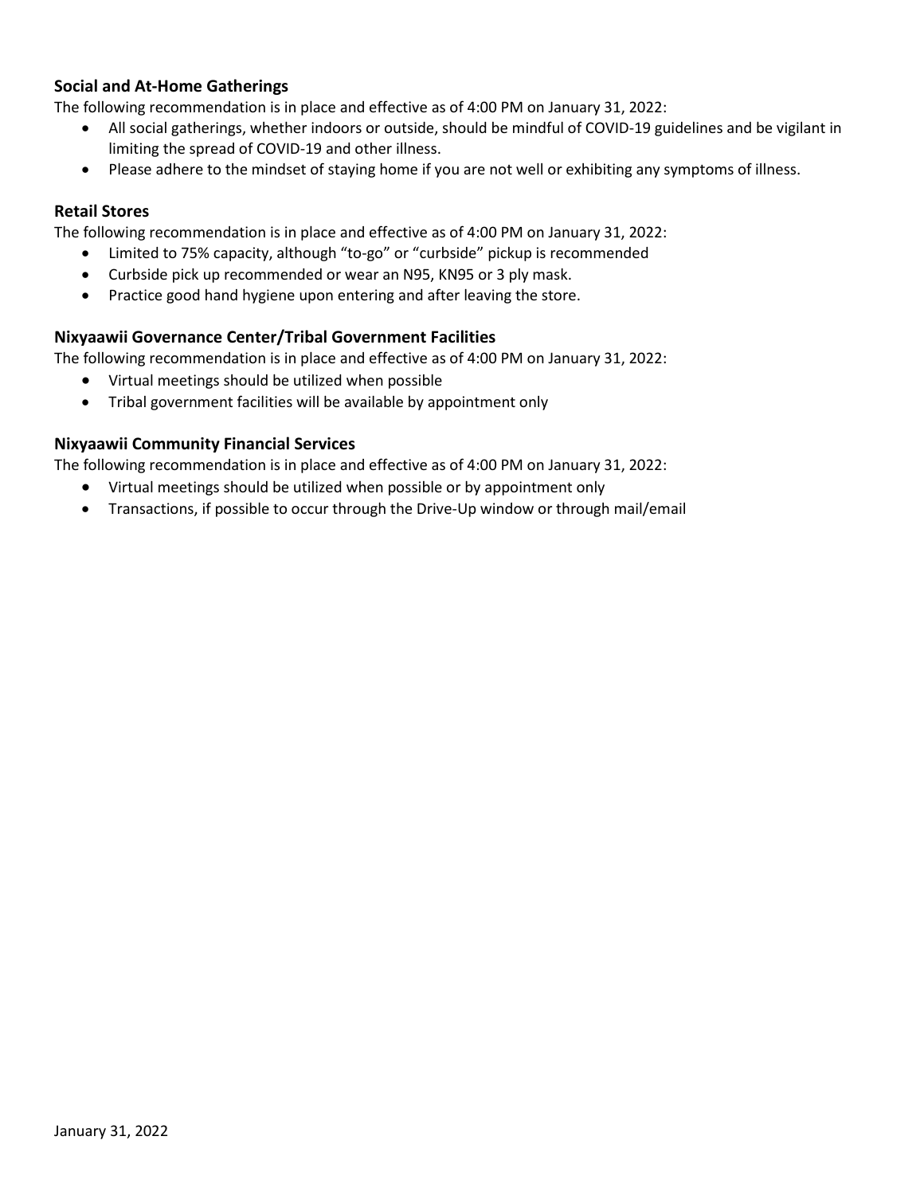### Social and At-Home Gatherings

The following recommendation is in place and effective as of 4:00 PM on January 31, 2022:

- All social gatherings, whether indoors or outside, should be mindful of COVID-19 guidelines and be vigilant in limiting the spread of COVID-19 and other illness.
- Please adhere to the mindset of staying home if you are not well or exhibiting any symptoms of illness.

### Retail Stores

The following recommendation is in place and effective as of 4:00 PM on January 31, 2022:

- Limited to 75% capacity, although "to-go" or "curbside" pickup is recommended
- Curbside pick up recommended or wear an N95, KN95 or 3 ply mask.
- Practice good hand hygiene upon entering and after leaving the store.

### Nixyaawii Governance Center/Tribal Government Facilities

The following recommendation is in place and effective as of 4:00 PM on January 31, 2022:

- Virtual meetings should be utilized when possible
- Tribal government facilities will be available by appointment only

### Nixyaawii Community Financial Services

The following recommendation is in place and effective as of 4:00 PM on January 31, 2022:

- Virtual meetings should be utilized when possible or by appointment only
- Transactions, if possible to occur through the Drive-Up window or through mail/email